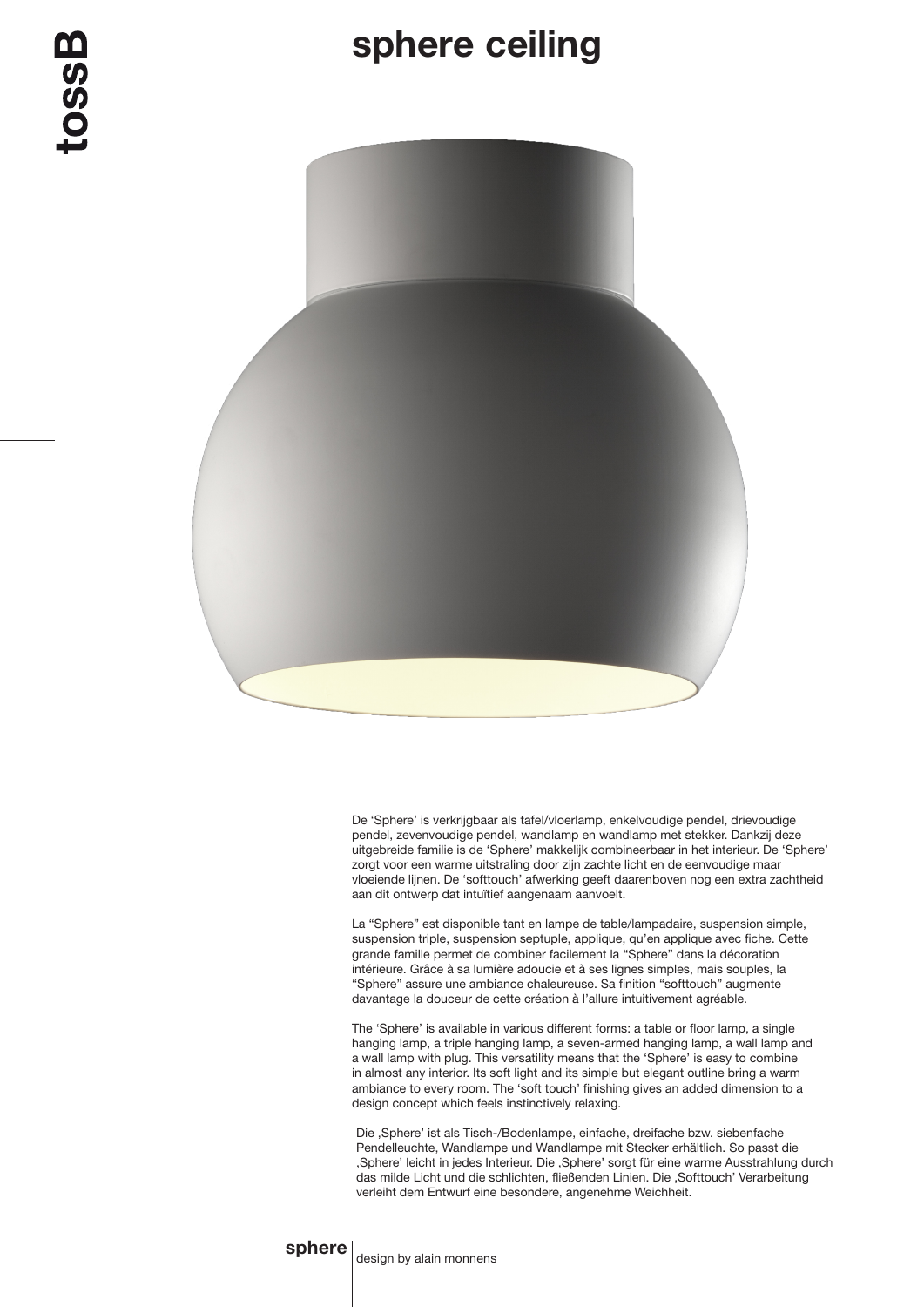# sphere ceiling

De ‘Sphere’ is verkrijgbaar als tafel/vloerlamp, enkelvoudige pendel, drievoudige pendel, zevenvoudige pendel, wandlamp en wandlamp met stekker. Dankzij deze uitgebreide familie is de ‘Sphere’ makkelijk combineerbaar in het interieur. De ‘Sphere’ zorgt voor een warme uitstraling door zijn zachte licht en de eenvoudige maar vloeiende lijnen. De ‘softtouch’ afwerking geeft daarenboven nog een extra zachtheid aan dit ontwerp dat intuïtief aangenaam aanvoelt.

La “Sphere” est disponible tant en lampe de table/lampadaire, suspension simple, suspension triple, suspension septuple, applique, qu’en applique avec fiche. Cette grande famille permet de combiner facilement la “Sphere” dans la décoration intérieure. Grâce à sa lumière adoucie et à ses lignes simples, mais souples, la “Sphere” assure une ambiance chaleureuse. Sa finition “softtouch” augmente davantage la douceur de cette création à l’allure intuitivement agréable.

The ‘Sphere’ is available in various different forms: a table or floor lamp, a single hanging lamp, a triple hanging lamp, a seven-armed hanging lamp, a wall lamp and a wall lamp with plug. This versatility means that the ‘Sphere’ is easy to combine in almost any interior. Its soft light and its simple but elegant outline bring a warm ambiance to every room. The ‘soft touch’ finishing gives an added dimension to a design concept which feels instinctively relaxing.

Die ‚Sphere’ ist als Tisch-/Bodenlampe, einfache, dreifache bzw. siebenfache Pendelleuchte, Wandlampe und Wandlampe mit Stecker erhältlich. So passt die ‚Sphere’ leicht in jedes Interieur. Die ‚Sphere’ sorgt für eine warme Ausstrahlung durch das milde Licht und die schlichten, fließenden Linien. Die ‚Softtouch’ Verarbeitung verleiht dem Entwurf eine besondere, angenehme Weichheit.

**sphere** | design by alain monnens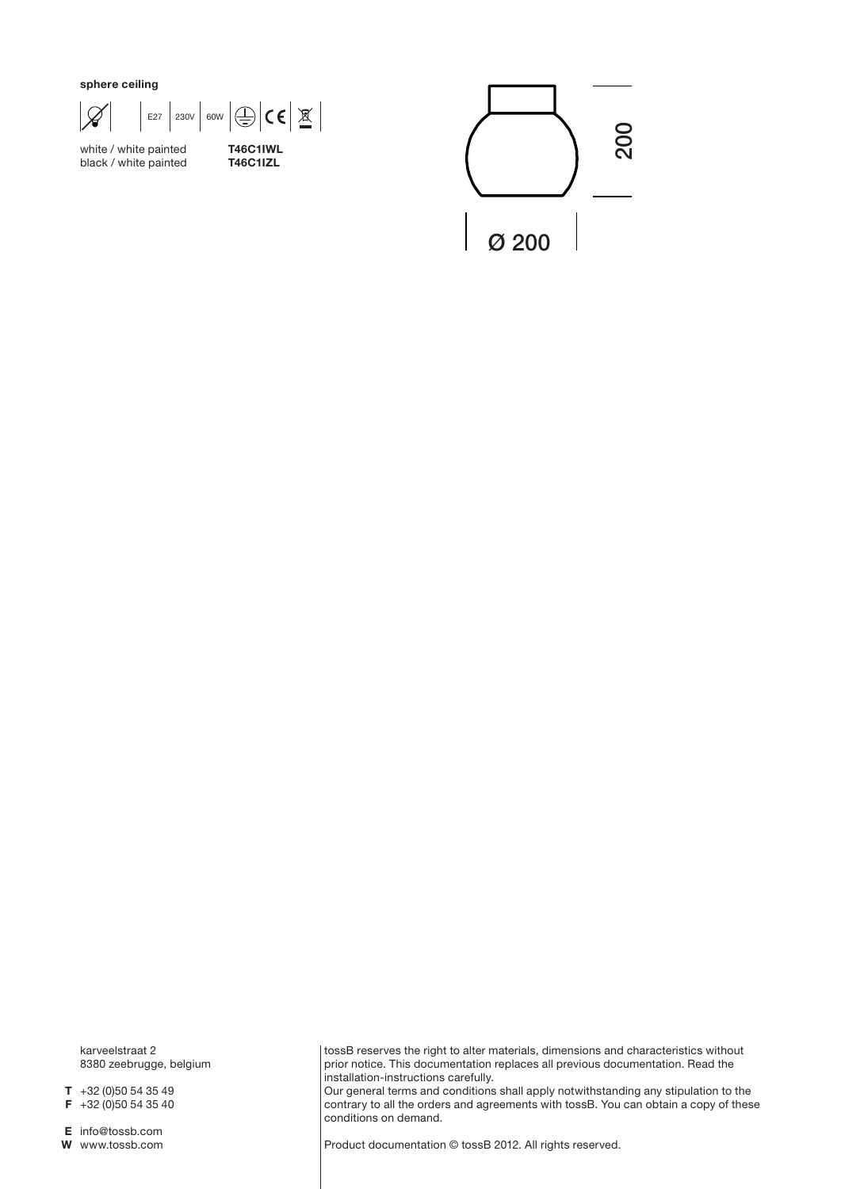**sphere ceiling**

E27 | 230V | 60W

| | |
|---|---|
| white / white painted | **T46C1IWL** |
| black / white painted | **T46C1IZL** |

200

Ø 200

karveelstraat 2
8380 zeebrugge, belgium

**T** +32 (0)50 54 35 49
**F** +32 (0)50 54 35 40

**E** info@tossb.com
**W** www.tossb.com

tossB reserves the right to alter materials, dimensions and characteristics without prior notice. This documentation replaces all previous documentation. Read the installation-instructions carefully.
Our general terms and conditions shall apply notwithstanding any stipulation to the contrary to all the orders and agreements with tossB. You can obtain a copy of these conditions on demand.

Product documentation © tossB 2012. All rights reserved.